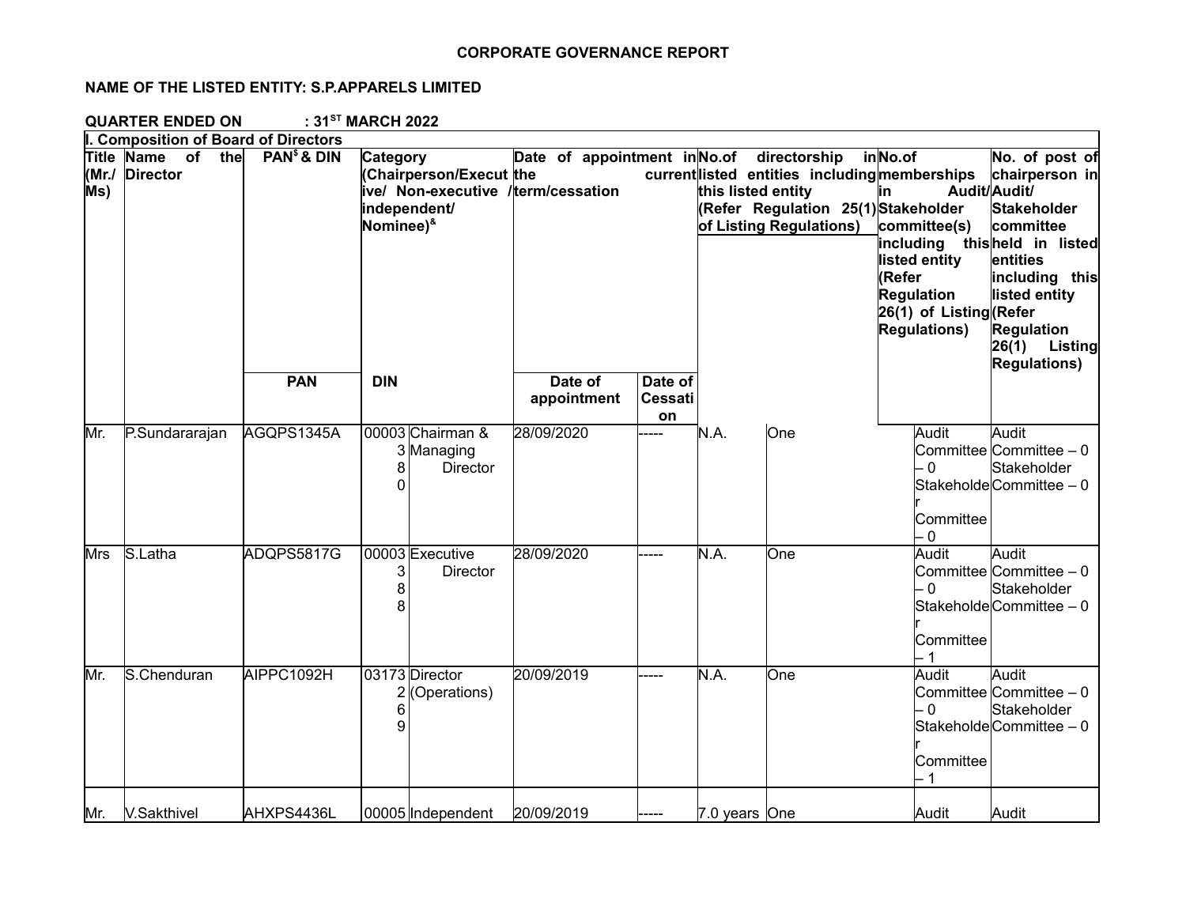**CORPORATE GOVERNANCE REPORT**

**NAME OF THE LISTED ENTITY: S.P.APPARELS LIMITED**

**QUARTER ENDED ON : 31ST MARCH 2022**

**I. Composition of Board of Directors**

| Title (Mr./ Ms) | Name of the Director | PAN$ & DIN | | Category (Chairperson/Executive/ Non-executive / independent/ Nominee)& | Date of appointment in the current term/cessation | | Tenure | No.of directorship in listed entities including this listed entity (Refer Regulation 25(1) of Listing Regulations) | No.of memberships in Audit/ Stakeholder committee(s) including this listed entity (Refer Regulation 26(1) of Listing Regulations) | No. of post of chairperson in Audit/ Stakeholder committee held in listed entities including this listed entity (Refer Regulation 26(1) Listing Regulations) |
|---|---|---|---|---|---|---|---|---|---|---|
| | | PAN | DIN | | Date of appointment | Date of Cessation | | | | |
| Mr. | P.Sundararajan | AGQPS1345A | 00003380 | Chairman & Managing Director | 28/09/2020 | ----- | N.A. | One | Audit Committee – 0 Stakeholder Committee – 0 | Audit Committee – 0 Stakeholder Committee – 0 |
| Mrs | S.Latha | ADQPS5817G | 00003388 | Executive Director | 28/09/2020 | ----- | N.A. | One | Audit Committee – 0 Stakeholder Committee – 1 | Audit Committee – 0 Stakeholder Committee – 0 |
| Mr. | S.Chenduran | AIPPC1092H | 03173269 | Director (Operations) | 20/09/2019 | ----- | N.A. | One | Audit Committee – 0 Stakeholder Committee – 1 | Audit Committee – 0 Stakeholder Committee – 0 |
| Mr. | V.Sakthivel | AHXPS4436L | 00005 | Independent | 20/09/2019 | ----- | 7.0 years | One | Audit | Audit |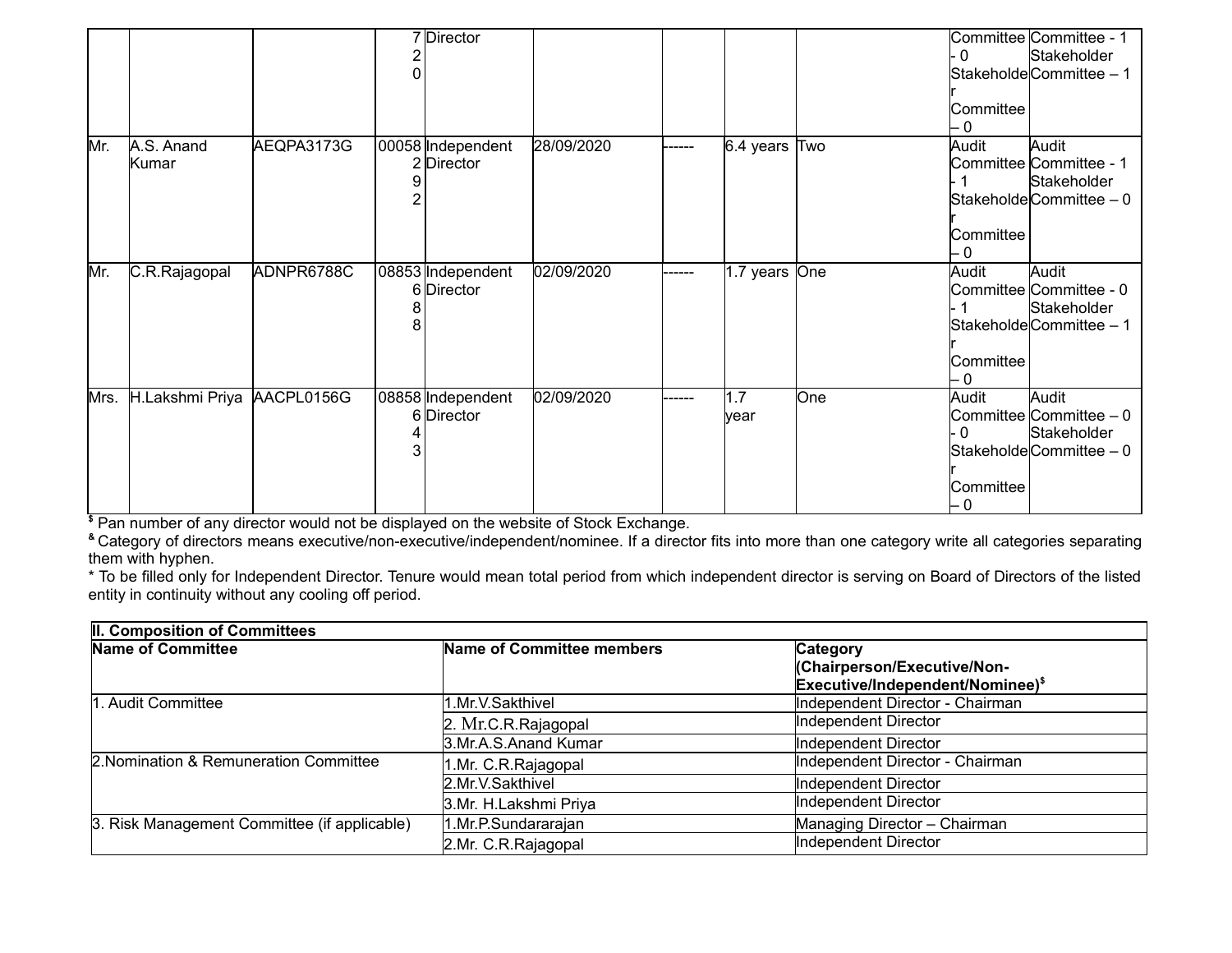|  |  |  |  |  |  |  |  |  |  |  |
|---|---|---|---|---|---|---|---|---|---|---|
|  |  |  | 720 | Director |  |  |  |  | Committee - 0 Stakeholder Committee – 0 | Committee - 1 Stakeholder Committee – 1 |
| Mr. | A.S. Anand Kumar | AEQPA3173G | 00058292 | Independent Director | 28/09/2020 | ------ | 6.4 years | Two | Audit Committee - 1 Stakeholder Committee – 0 | Audit Committee - 1 Stakeholder Committee – 0 |
| Mr. | C.R.Rajagopal | ADNPR6788C | 08853688 | Independent Director | 02/09/2020 | ------ | 1.7 years | One | Audit Committee - 1 Stakeholder Committee – 0 | Audit Committee - 0 Stakeholder Committee – 1 |
| Mrs. | H.Lakshmi Priya | AACPL0156G | 08858643 | Independent Director | 02/09/2020 | ------ | 1.7 year | One | Audit Committee - 0 Stakeholder Committee – 0 | Audit Committee – 0 Stakeholder Committee – 0 |

$ Pan number of any director would not be displayed on the website of Stock Exchange.

& Category of directors means executive/non-executive/independent/nominee. If a director fits into more than one category write all categories separating them with hyphen.

* To be filled only for Independent Director. Tenure would mean total period from which independent director is serving on Board of Directors of the listed entity in continuity without any cooling off period.

| II. Composition of Committees | | |
|---|---|---|
| **Name of Committee** | **Name of Committee members** | **Category (Chairperson/Executive/Non-Executive/Independent/Nominee)$** |
| 1. Audit Committee | 1.Mr.V.Sakthivel | Independent Director - Chairman |
|  | 2. Mr.C.R.Rajagopal | Independent Director |
|  | 3.Mr.A.S.Anand Kumar | Independent Director |
| 2.Nomination & Remuneration Committee | 1.Mr. C.R.Rajagopal | Independent Director - Chairman |
|  | 2.Mr.V.Sakthivel | Independent Director |
|  | 3.Mr. H.Lakshmi Priya | Independent Director |
| 3. Risk Management Committee (if applicable) | 1.Mr.P.Sundararajan | Managing Director – Chairman |
|  | 2.Mr. C.R.Rajagopal | Independent Director |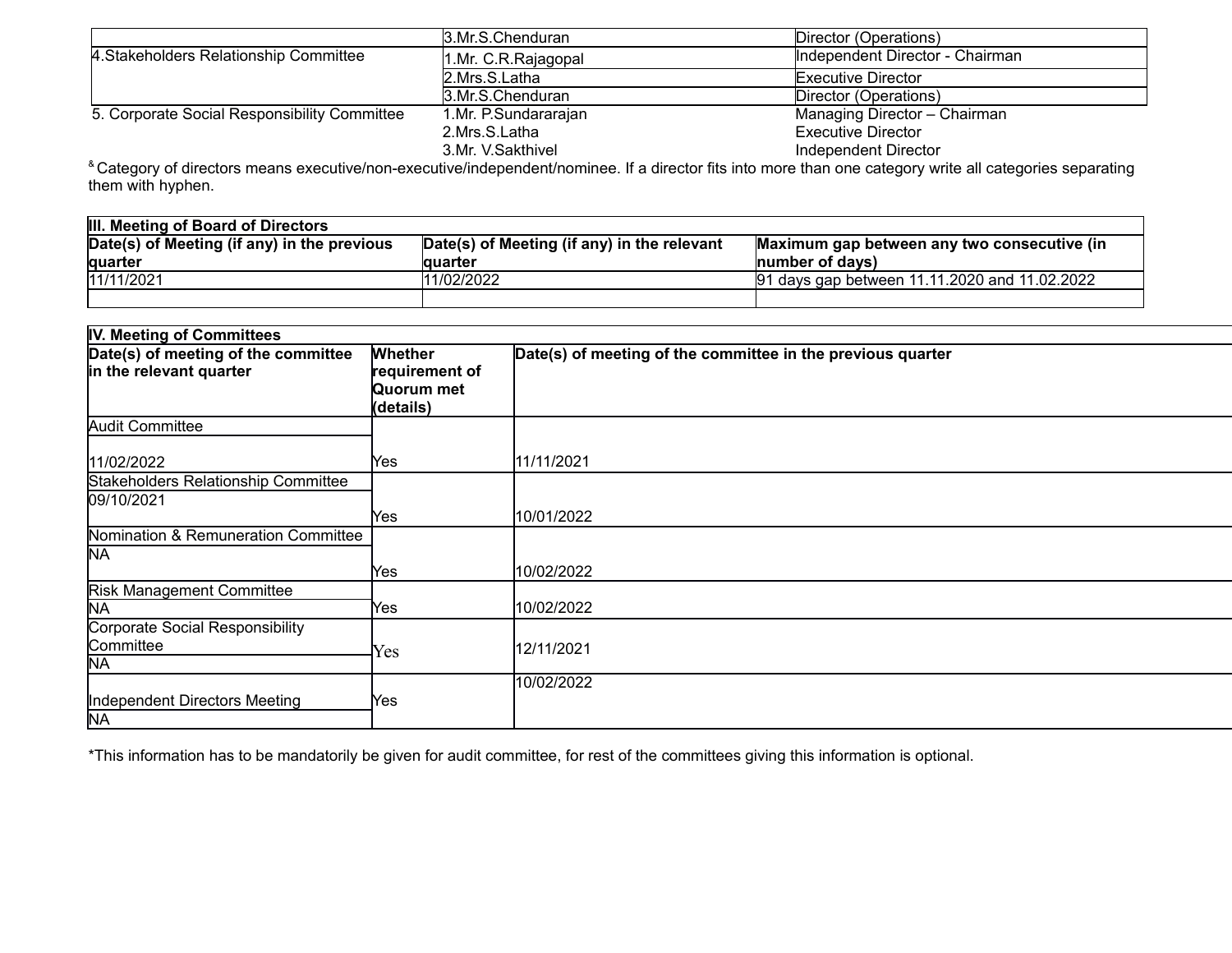| | | |
|---|---|---|
| | 3.Mr.S.Chenduran | Director (Operations) |
| 4.Stakeholders Relationship Committee | 1.Mr. C.R.Rajagopal | Independent Director - Chairman |
| | 2.Mrs.S.Latha | Executive Director |
| | 3.Mr.S.Chenduran | Director (Operations) |
| 5. Corporate Social Responsibility Committee | 1.Mr. P.Sundararajan | Managing Director – Chairman |
| | 2.Mrs.S.Latha | Executive Director |
| | 3.Mr. V.Sakthivel | Independent Director |

[&] Category of directors means executive/non-executive/independent/nominee. If a director fits into more than one category write all categories separating them with hyphen.

| III. Meeting of Board of Directors | | |
|---|---|---|
| **Date(s) of Meeting (if any) in the previous quarter** | **Date(s) of Meeting (if any) in the relevant quarter** | **Maximum gap between any two consecutive (in number of days)** |
| 11/11/2021 | 11/02/2022 | 91 days gap between 11.11.2020 and 11.02.2022 |
| | | |

| IV. Meeting of Committees | | |
|---|---|---|
| **Date(s) of meeting of the committee in the relevant quarter** | **Whether requirement of Quorum met (details)** | **Date(s) of meeting of the committee in the previous quarter** |
| Audit Committee | | |
| 11/02/2022 | Yes | 11/11/2021 |
| Stakeholders Relationship Committee | | |
| 09/10/2021 | Yes | 10/01/2022 |
| Nomination & Remuneration Committee | | |
| NA | Yes | 10/02/2022 |
| Risk Management Committee | | |
| NA | Yes | 10/02/2022 |
| Corporate Social Responsibility Committee | | |
| NA | Yes | 12/11/2021 |
| Independent Directors Meeting | | |
| NA | Yes | 10/02/2022 |

*This information has to be mandatorily be given for audit committee, for rest of the committees giving this information is optional.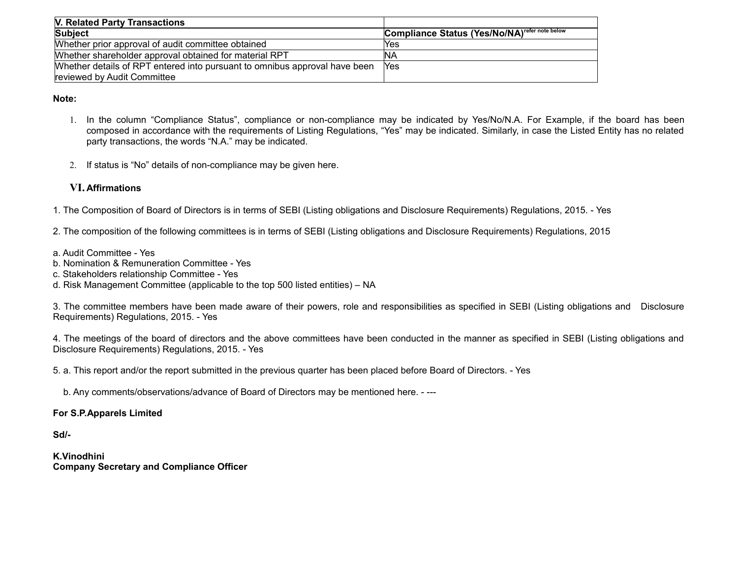| V. Related Party Transactions | |
|---|---|
| **Subject** | **Compliance Status (Yes/No/NA)** [refer note below] |
| Whether prior approval of audit committee obtained | Yes |
| Whether shareholder approval obtained for material RPT | NA |
| Whether details of RPT entered into pursuant to omnibus approval have been reviewed by Audit Committee | Yes |

**Note:**

1. In the column "Compliance Status", compliance or non-compliance may be indicated by Yes/No/N.A. For Example, if the board has been composed in accordance with the requirements of Listing Regulations, "Yes" may be indicated. Similarly, in case the Listed Entity has no related party transactions, the words "N.A." may be indicated.

2. If status is "No" details of non-compliance may be given here.

### VI. Affirmations

1. The Composition of Board of Directors is in terms of SEBI (Listing obligations and Disclosure Requirements) Regulations, 2015. - Yes

2. The composition of the following committees is in terms of SEBI (Listing obligations and Disclosure Requirements) Regulations, 2015

a. Audit Committee - Yes
b. Nomination & Remuneration Committee - Yes
c. Stakeholders relationship Committee - Yes
d. Risk Management Committee (applicable to the top 500 listed entities) – NA

3. The committee members have been made aware of their powers, role and responsibilities as specified in SEBI (Listing obligations and Disclosure Requirements) Regulations, 2015. - Yes

4. The meetings of the board of directors and the above committees have been conducted in the manner as specified in SEBI (Listing obligations and Disclosure Requirements) Regulations, 2015. - Yes

5. a. This report and/or the report submitted in the previous quarter has been placed before Board of Directors. - Yes

b. Any comments/observations/advance of Board of Directors may be mentioned here. - ---

**For S.P.Apparels Limited**

**Sd/-**

**K.Vinodhini**
**Company Secretary and Compliance Officer**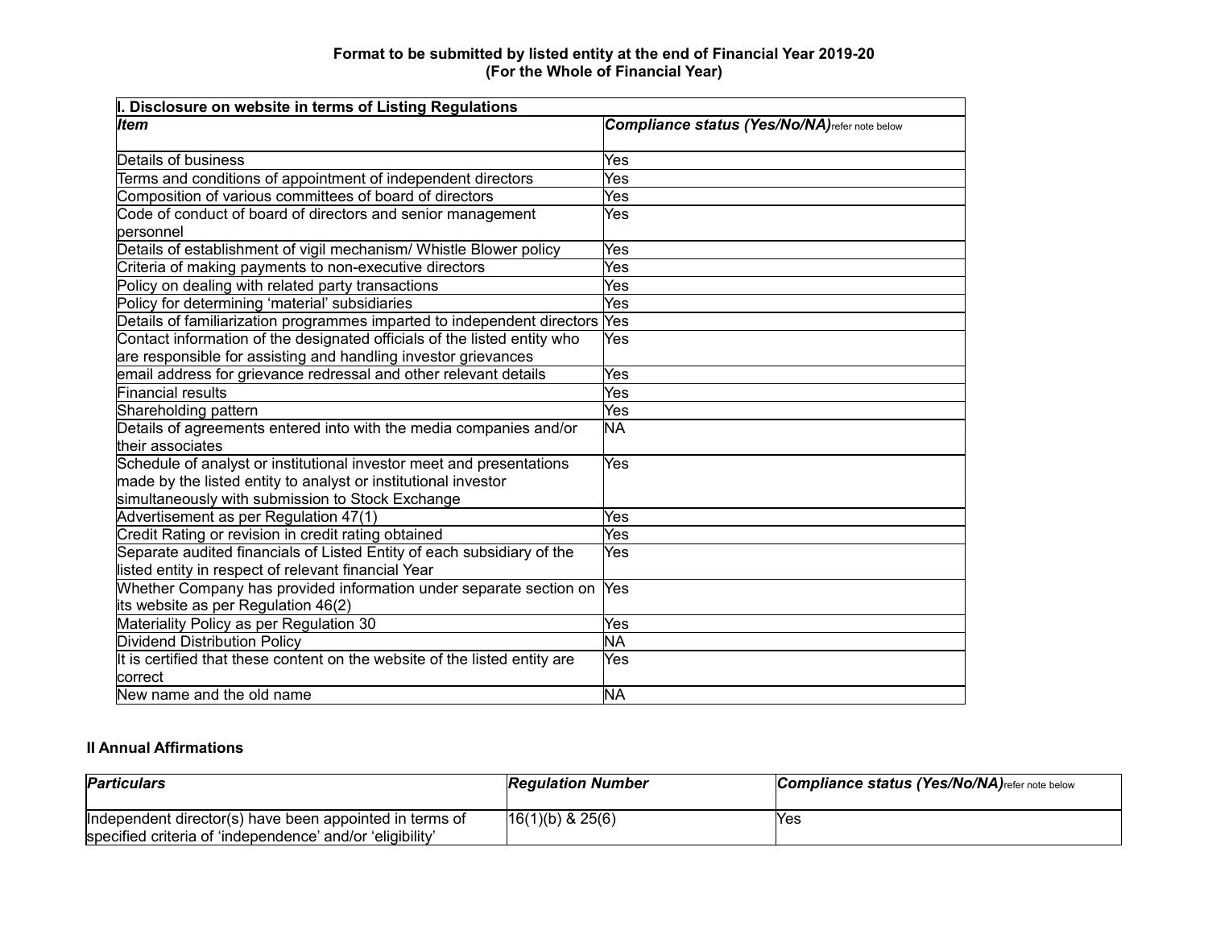**Format to be submitted by listed entity at the end of Financial Year 2019-20**
**(For the Whole of Financial Year)**

| I. Disclosure on website in terms of Listing Regulations | |
|---|---|
| ***Item*** | ***Compliance status (Yes/No/NA)*** refer note below |
| Details of business | Yes |
| Terms and conditions of appointment of independent directors | Yes |
| Composition of various committees of board of directors | Yes |
| Code of conduct of board of directors and senior management personnel | Yes |
| Details of establishment of vigil mechanism/ Whistle Blower policy | Yes |
| Criteria of making payments to non-executive directors | Yes |
| Policy on dealing with related party transactions | Yes |
| Policy for determining 'material' subsidiaries | Yes |
| Details of familiarization programmes imparted to independent directors | Yes |
| Contact information of the designated officials of the listed entity who are responsible for assisting and handling investor grievances | Yes |
| email address for grievance redressal and other relevant details | Yes |
| Financial results | Yes |
| Shareholding pattern | Yes |
| Details of agreements entered into with the media companies and/or their associates | NA |
| Schedule of analyst or institutional investor meet and presentations made by the listed entity to analyst or institutional investor simultaneously with submission to Stock Exchange | Yes |
| Advertisement as per Regulation 47(1) | Yes |
| Credit Rating or revision in credit rating obtained | Yes |
| Separate audited financials of Listed Entity of each subsidiary of the listed entity in respect of relevant financial Year | Yes |
| Whether Company has provided information under separate section on its website as per Regulation 46(2) | Yes |
| Materiality Policy as per Regulation 30 | Yes |
| Dividend Distribution Policy | NA |
| It is certified that these content on the website of the listed entity are correct | Yes |
| New name and the old name | NA |

**II Annual Affirmations**

| ***Particulars*** | ***Regulation Number*** | ***Compliance status (Yes/No/NA)*** refer note below |
|---|---|---|
| Independent director(s) have been appointed in terms of specified criteria of 'independence' and/or 'eligibility' | 16(1)(b) & 25(6) | Yes |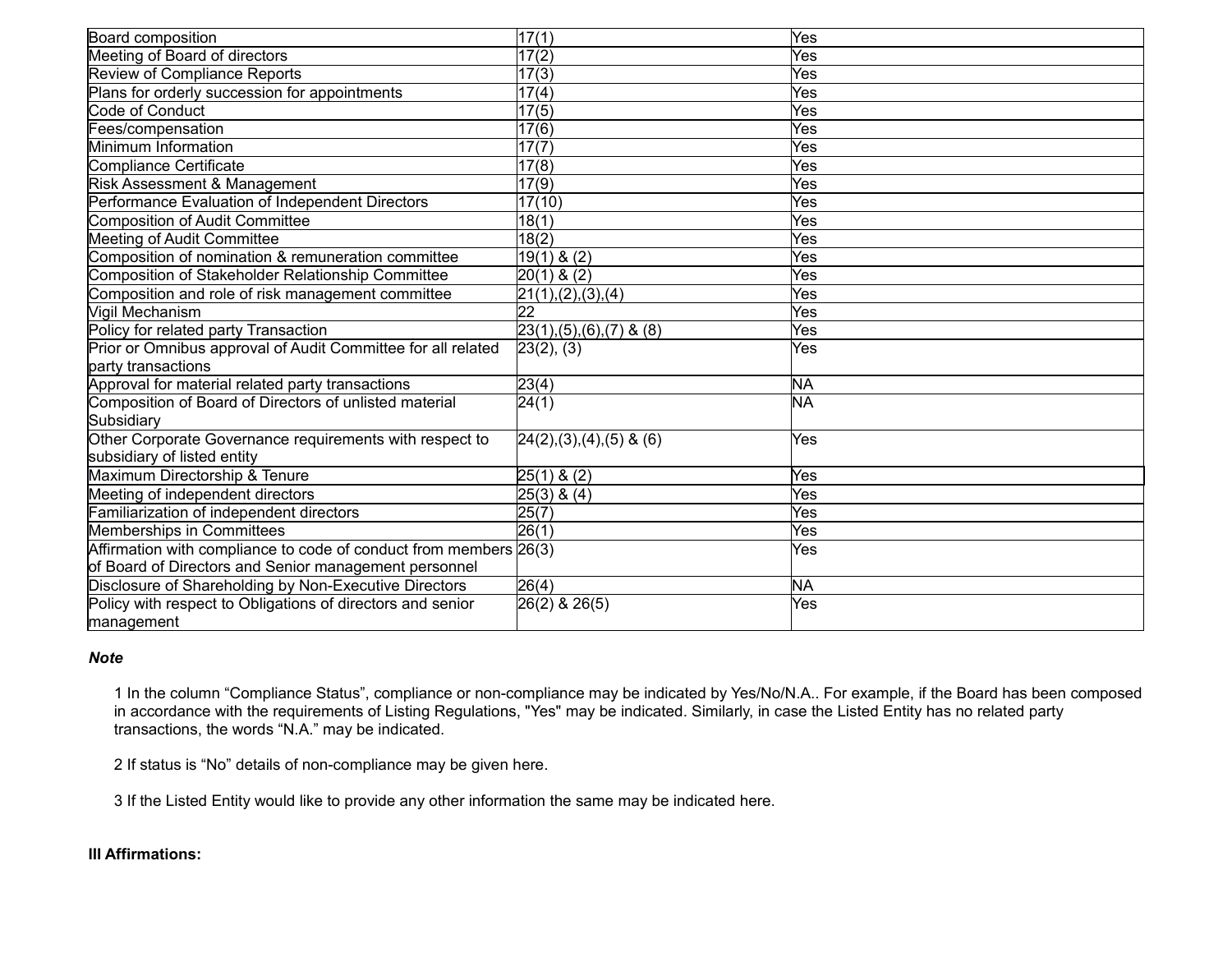| Board composition | 17(1) | Yes |
|---|---|---|
| Meeting of Board of directors | 17(2) | Yes |
| Review of Compliance Reports | 17(3) | Yes |
| Plans for orderly succession for appointments | 17(4) | Yes |
| Code of Conduct | 17(5) | Yes |
| Fees/compensation | 17(6) | Yes |
| Minimum Information | 17(7) | Yes |
| Compliance Certificate | 17(8) | Yes |
| Risk Assessment & Management | 17(9) | Yes |
| Performance Evaluation of Independent Directors | 17(10) | Yes |
| Composition of Audit Committee | 18(1) | Yes |
| Meeting of Audit Committee | 18(2) | Yes |
| Composition of nomination & remuneration committee | 19(1) & (2) | Yes |
| Composition of Stakeholder Relationship Committee | 20(1) & (2) | Yes |
| Composition and role of risk management committee | 21(1),(2),(3),(4) | Yes |
| Vigil Mechanism | 22 | Yes |
| Policy for related party Transaction | 23(1),(5),(6),(7) & (8) | Yes |
| Prior or Omnibus approval of Audit Committee for all related party transactions | 23(2), (3) | Yes |
| Approval for material related party transactions | 23(4) | NA |
| Composition of Board of Directors of unlisted material Subsidiary | 24(1) | NA |
| Other Corporate Governance requirements with respect to subsidiary of listed entity | 24(2),(3),(4),(5) & (6) | Yes |
| Maximum Directorship & Tenure | 25(1) & (2) | Yes |
| Meeting of independent directors | 25(3) & (4) | Yes |
| Familiarization of independent directors | 25(7) | Yes |
| Memberships in Committees | 26(1) | Yes |
| Affirmation with compliance to code of conduct from members of Board of Directors and Senior management personnel | 26(3) | Yes |
| Disclosure of Shareholding by Non-Executive Directors | 26(4) | NA |
| Policy with respect to Obligations of directors and senior management | 26(2) & 26(5) | Yes |

***Note***

1 In the column “Compliance Status”, compliance or non-compliance may be indicated by Yes/No/N.A.. For example, if the Board has been composed in accordance with the requirements of Listing Regulations, "Yes" may be indicated. Similarly, in case the Listed Entity has no related party transactions, the words “N.A.” may be indicated.

2 If status is “No” details of non-compliance may be given here.

3 If the Listed Entity would like to provide any other information the same may be indicated here.

**III Affirmations:**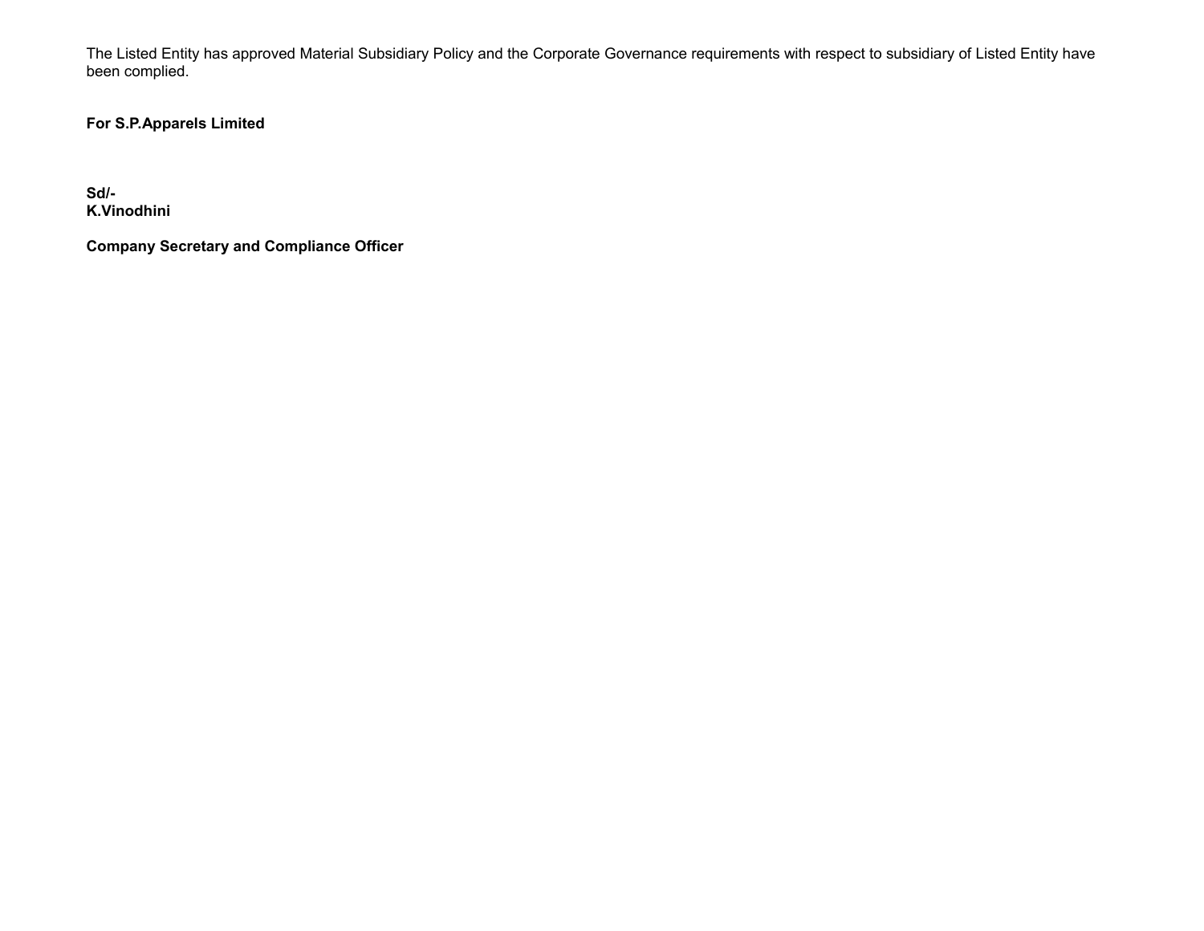The Listed Entity has approved Material Subsidiary Policy and the Corporate Governance requirements with respect to subsidiary of Listed Entity have been complied.

**For S.P.Apparels Limited**

**Sd/-**
**K.Vinodhini**

**Company Secretary and Compliance Officer**